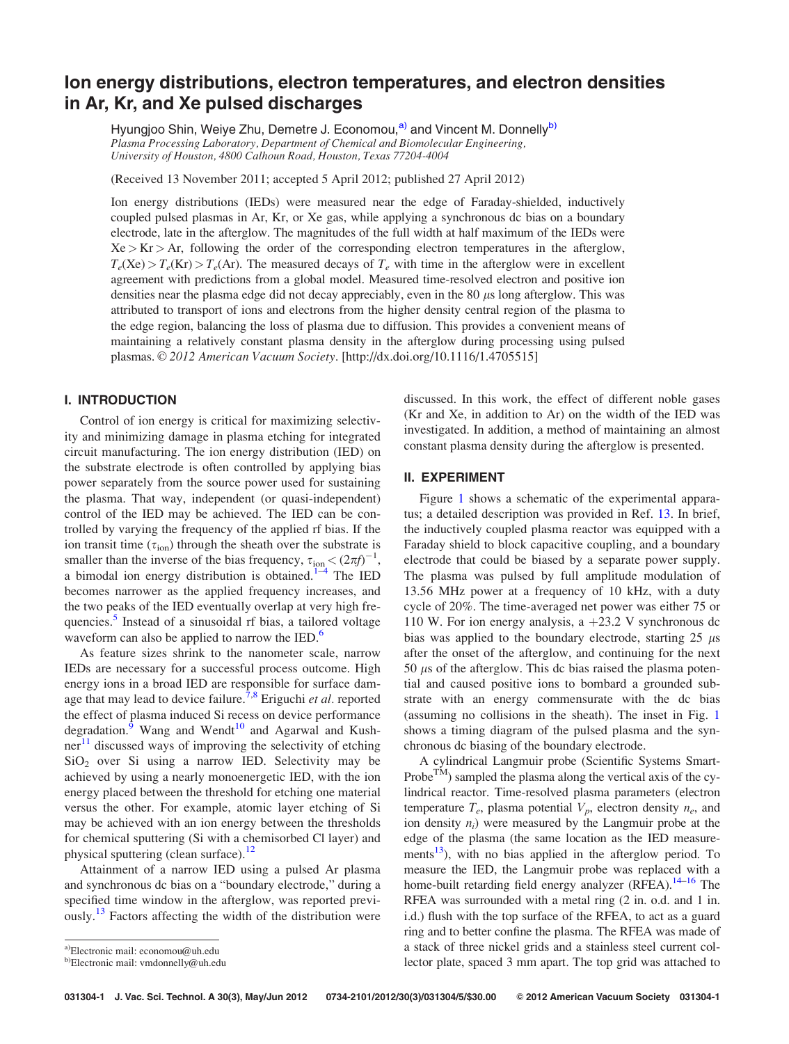# Ion energy distributions, electron temperatures, and electron densities in Ar, Kr, and Xe pulsed discharges

Hyungjoo Shin, Weiye Zhu, Demetre J. Economou,[a)] and Vincent M. Donnelly[b)]

*Plasma Processing Laboratory, Department of Chemical and Biomolecular Engineering, University of Houston, 4800 Calhoun Road, Houston, Texas 77204-4004*

(Received 13 November 2011; accepted 5 April 2012; published 27 April 2012)

Ion energy distributions (IEDs) were measured near the edge of Faraday-shielded, inductively coupled pulsed plasmas in Ar, Kr, or Xe gas, while applying a synchronous dc bias on a boundary electrode, late in the afterglow. The magnitudes of the full width at half maximum of the IEDs were Xe > Kr > Ar, following the order of the corresponding electron temperatures in the afterglow, $T_e$(Xe) > $T_e$(Kr) > $T_e$(Ar). The measured decays of $T_e$ with time in the afterglow were in excellent agreement with predictions from a global model. Measured time-resolved electron and positive ion densities near the plasma edge did not decay appreciably, even in the 80 $\mu$s long afterglow. This was attributed to transport of ions and electrons from the higher density central region of the plasma to the edge region, balancing the loss of plasma due to diffusion. This provides a convenient means of maintaining a relatively constant plasma density in the afterglow during processing using pulsed plasmas. *© 2012 American Vacuum Society.* [http://dx.doi.org/10.1116/1.4705515]

## I. INTRODUCTION

Control of ion energy is critical for maximizing selectivity and minimizing damage in plasma etching for integrated circuit manufacturing. The ion energy distribution (IED) on the substrate electrode is often controlled by applying bias power separately from the source power used for sustaining the plasma. That way, independent (or quasi-independent) control of the IED may be achieved. The IED can be controlled by varying the frequency of the applied rf bias. If the ion transit time ($\tau_{\rm ion}$) through the sheath over the substrate is smaller than the inverse of the bias frequency, $\tau_{\rm ion} < (2\pi f)^{-1}$, a bimodal ion energy distribution is obtained.[1–4] The IED becomes narrower as the applied frequency increases, and the two peaks of the IED eventually overlap at very high frequencies.[5] Instead of a sinusoidal rf bias, a tailored voltage waveform can also be applied to narrow the IED.[6]

As feature sizes shrink to the nanometer scale, narrow IEDs are necessary for a successful process outcome. High energy ions in a broad IED are responsible for surface damage that may lead to device failure.[7,8] Eriguchi *et al.* reported the effect of plasma induced Si recess on device performance degradation.[9] Wang and Wendt[10] and Agarwal and Kushner[11] discussed ways of improving the selectivity of etching $SiO_2$ over Si using a narrow IED. Selectivity may be achieved by using a nearly monoenergetic IED, with the ion energy placed between the threshold for etching one material versus the other. For example, atomic layer etching of Si may be achieved with an ion energy between the thresholds for chemical sputtering (Si with a chemisorbed Cl layer) and physical sputtering (clean surface).[12]

Attainment of a narrow IED using a pulsed Ar plasma and synchronous dc bias on a "boundary electrode," during a specified time window in the afterglow, was reported previously.[13] Factors affecting the width of the distribution were discussed. In this work, the effect of different noble gases (Kr and Xe, in addition to Ar) on the width of the IED was investigated. In addition, a method of maintaining an almost constant plasma density during the afterglow is presented.

## II. EXPERIMENT

Figure 1 shows a schematic of the experimental apparatus; a detailed description was provided in Ref. 13. In brief, the inductively coupled plasma reactor was equipped with a Faraday shield to block capacitive coupling, and a boundary electrode that could be biased by a separate power supply. The plasma was pulsed by full amplitude modulation of 13.56 MHz power at a frequency of 10 kHz, with a duty cycle of 20%. The time-averaged net power was either 75 or 110 W. For ion energy analysis, a +23.2 V synchronous dc bias was applied to the boundary electrode, starting 25 $\mu$s after the onset of the afterglow, and continuing for the next 50 $\mu$s of the afterglow. This dc bias raised the plasma potential and caused positive ions to bombard a grounded substrate with an energy commensurate with the dc bias (assuming no collisions in the sheath). The inset in Fig. 1 shows a timing diagram of the pulsed plasma and the synchronous dc biasing of the boundary electrode.

A cylindrical Langmuir probe (Scientific Systems Smart-Probe™) sampled the plasma along the vertical axis of the cylindrical reactor. Time-resolved plasma parameters (electron temperature $T_e$, plasma potential $V_p$, electron density $n_e$, and ion density $n_i$) were measured by the Langmuir probe at the edge of the plasma (the same location as the IED measurements[13]), with no bias applied in the afterglow period. To measure the IED, the Langmuir probe was replaced with a home-built retarding field energy analyzer (RFEA).[14–16] The RFEA was surrounded with a metal ring (2 in. o.d. and 1 in. i.d.) flush with the top surface of the RFEA, to act as a guard ring and to better confine the plasma. The RFEA was made of a stack of three nickel grids and a stainless steel current collector plate, spaced 3 mm apart. The top grid was attached to

---

[a)]Electronic mail: economou@uh.edu

[b)]Electronic mail: vmdonnelly@uh.edu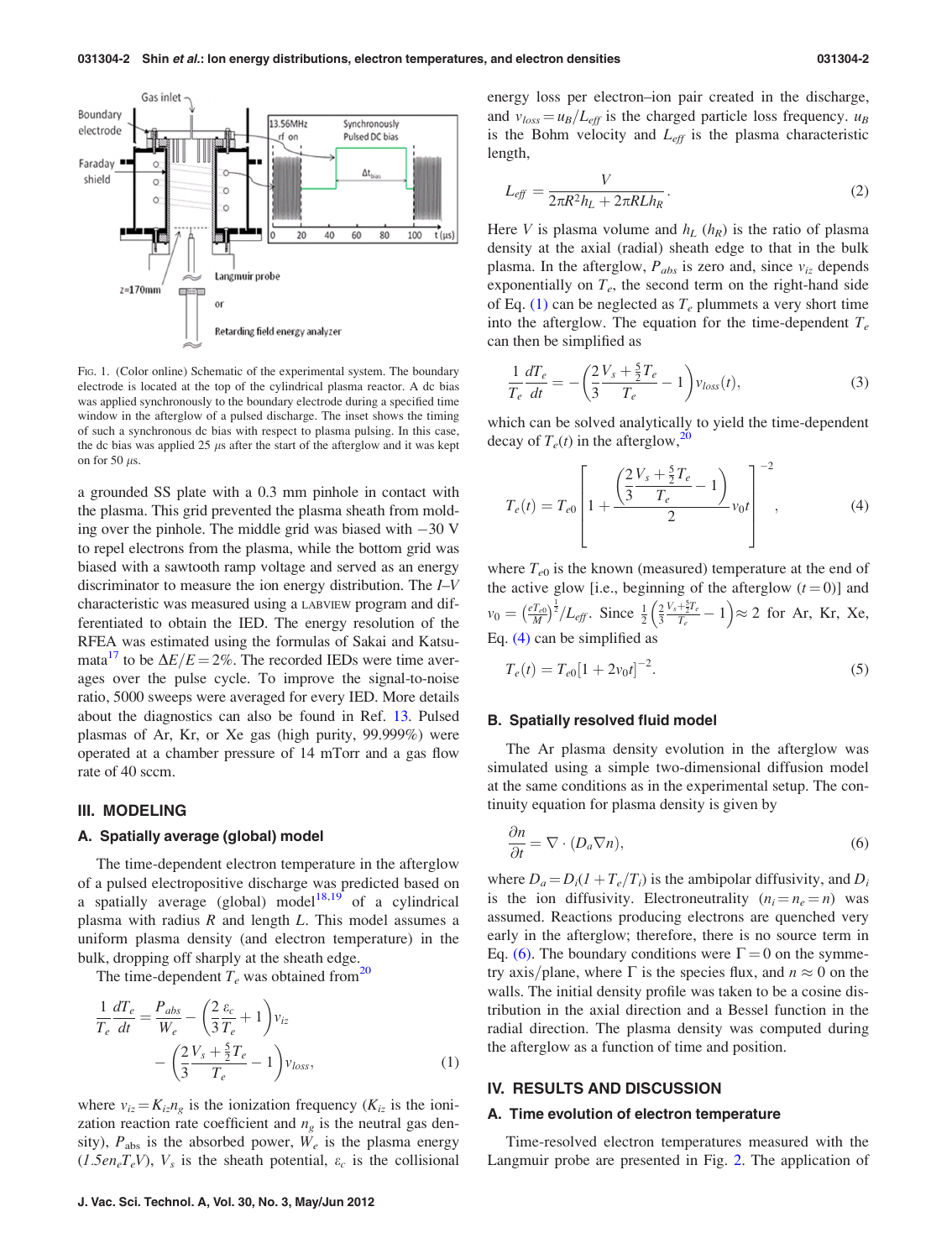FIG. 1. (Color online) Schematic of the experimental system. The boundary electrode is located at the top of the cylindrical plasma reactor. A dc bias was applied synchronously to the boundary electrode during a specified time window in the afterglow of a pulsed discharge. The inset shows the timing of such a synchronous dc bias with respect to plasma pulsing. In this case, the dc bias was applied 25 $\mu$s after the start of the afterglow and it was kept on for 50 $\mu$s.

a grounded SS plate with a 0.3 mm pinhole in contact with the plasma. This grid prevented the plasma sheath from molding over the pinhole. The middle grid was biased with $-30$ V to repel electrons from the plasma, while the bottom grid was biased with a sawtooth ramp voltage and served as an energy discriminator to measure the ion energy distribution. The *I–V* characteristic was measured using a LABVIEW program and differentiated to obtain the IED. The energy resolution of the RFEA was estimated using the formulas of Sakai and Katsumata[17] to be $\Delta E/E = 2\%$. The recorded IEDs were time averages over the pulse cycle. To improve the signal-to-noise ratio, 5000 sweeps were averaged for every IED. More details about the diagnostics can also be found in Ref. 13. Pulsed plasmas of Ar, Kr, or Xe gas (high purity, 99.999%) were operated at a chamber pressure of 14 mTorr and a gas flow rate of 40 sccm.

## III. MODELING

### A. Spatially average (global) model

The time-dependent electron temperature in the afterglow of a pulsed electropositive discharge was predicted based on a spatially average (global) model[18,19] of a cylindrical plasma with radius $R$ and length $L$. This model assumes a uniform plasma density (and electron temperature) in the bulk, dropping off sharply at the sheath edge.

The time-dependent $T_e$ was obtained from[20]

$$\frac{1}{T_e}\frac{dT_e}{dt} = \frac{P_{abs}}{W_e} - \left(\frac{2}{3}\frac{\varepsilon_c}{T_e}+1\right)\nu_{iz} - \left(\frac{2}{3}\frac{V_s+\frac{5}{2}T_e}{T_e}-1\right)\nu_{loss}, \tag{1}$$

where $\nu_{iz} = K_{iz}n_g$ is the ionization frequency ($K_{iz}$ is the ionization reaction rate coefficient and $n_g$ is the neutral gas density), $P_{\rm abs}$ is the absorbed power, $W_e$ is the plasma energy ($1.5en_eT_eV$), $V_s$ is the sheath potential, $\varepsilon_c$ is the collisional energy loss per electron–ion pair created in the discharge, and $\nu_{loss} = u_B/L_{eff}$ is the charged particle loss frequency. $u_B$ is the Bohm velocity and $L_{eff}$ is the plasma characteristic length,

$$L_{eff} = \frac{V}{2\pi R^2 h_L + 2\pi R L h_R}. \tag{2}$$

Here $V$ is plasma volume and $h_L$ ($h_R$) is the ratio of plasma density at the axial (radial) sheath edge to that in the bulk plasma. In the afterglow, $P_{abs}$ is zero and, since $\nu_{iz}$ depends exponentially on $T_e$, the second term on the right-hand side of Eq. (1) can be neglected as $T_e$ plummets a very short time into the afterglow. The equation for the time-dependent $T_e$ can then be simplified as

$$\frac{1}{T_e}\frac{dT_e}{dt} = -\left(\frac{2}{3}\frac{V_s+\frac{5}{2}T_e}{T_e}-1\right)\nu_{loss}(t), \tag{3}$$

which can be solved analytically to yield the time-dependent decay of $T_e(t)$ in the afterglow,[20]

$$T_e(t) = T_{e0}\left[1+\frac{\left(\frac{2}{3}\frac{V_s+\frac{5}{2}T_e}{T_e}-1\right)}{2}\nu_0 t\right]^{-2}, \tag{4}$$

where $T_{e0}$ is the known (measured) temperature at the end of the active glow [i.e., beginning of the afterglow ($t=0$)] and $\nu_0 = \left(\frac{eT_{e0}}{M}\right)^{\frac{1}{2}}/L_{eff}$. Since $\frac{1}{2}\left(\frac{2}{3}\frac{V_s+\frac{5}{2}T_e}{T_e}-1\right) \approx 2$ for Ar, Kr, Xe, Eq. (4) can be simplified as

$$T_e(t) = T_{e0}[1+2\nu_0 t]^{-2}. \tag{5}$$

### B. Spatially resolved fluid model

The Ar plasma density evolution in the afterglow was simulated using a simple two-dimensional diffusion model at the same conditions as in the experimental setup. The continuity equation for plasma density is given by

$$\frac{\partial n}{\partial t} = \nabla\cdot(D_a\nabla n), \tag{6}$$

where $D_a = D_i(1+T_e/T_i)$ is the ambipolar diffusivity, and $D_i$ is the ion diffusivity. Electroneutrality ($n_i = n_e = n$) was assumed. Reactions producing electrons are quenched very early in the afterglow; therefore, there is no source term in Eq. (6). The boundary conditions were $\Gamma = 0$ on the symmetry axis/plane, where $\Gamma$ is the species flux, and $n \approx 0$ on the walls. The initial density profile was taken to be a cosine distribution in the axial direction and a Bessel function in the radial direction. The plasma density was computed during the afterglow as a function of time and position.

## IV. RESULTS AND DISCUSSION

### A. Time evolution of electron temperature

Time-resolved electron temperatures measured with the Langmuir probe are presented in Fig. 2. The application of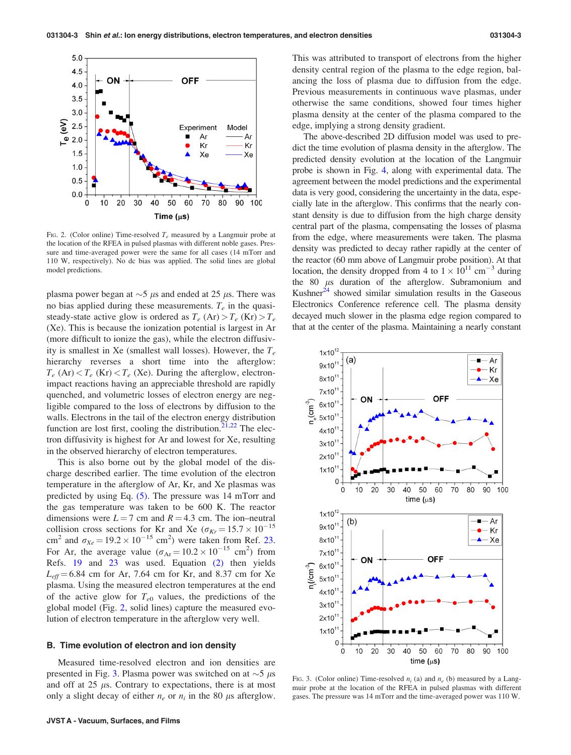FIG. 2. (Color online) Time-resolved $T_e$ measured by a Langmuir probe at the location of the RFEA in pulsed plasmas with different noble gases. Pressure and time-averaged power were the same for all cases (14 mTorr and 110 W, respectively). No dc bias was applied. The solid lines are global model predictions.

plasma power began at ~5 μs and ended at 25 μs. There was no bias applied during these measurements. $T_e$ in the quasi-steady-state active glow is ordered as $T_e$ (Ar) > $T_e$ (Kr) > $T_e$ (Xe). This is because the ionization potential is largest in Ar (more difficult to ionize the gas), while the electron diffusivity is smallest in Xe (smallest wall losses). However, the $T_e$ hierarchy reverses a short time into the afterglow: $T_e$ (Ar) < $T_e$ (Kr) < $T_e$ (Xe). During the afterglow, electron-impact reactions having an appreciable threshold are rapidly quenched, and volumetric losses of electron energy are negligible compared to the loss of electrons by diffusion to the walls. Electrons in the tail of the electron energy distribution function are lost first, cooling the distribution.[21,22] The electron diffusivity is highest for Ar and lowest for Xe, resulting in the observed hierarchy of electron temperatures.

This is also borne out by the global model of the discharge described earlier. The time evolution of the electron temperature in the afterglow of Ar, Kr, and Xe plasmas was predicted by using Eq. (5). The pressure was 14 mTorr and the gas temperature was taken to be 600 K. The reactor dimensions were $L = 7$ cm and $R = 4.3$ cm. The ion–neutral collision cross sections for Kr and Xe ($\sigma_{Kr} = 15.7 \times 10^{-15}$ cm$^2$ and $\sigma_{Xe} = 19.2 \times 10^{-15}$ cm$^2$) were taken from Ref. 23. For Ar, the average value ($\sigma_{Ar} = 10.2 \times 10^{-15}$ cm$^2$) from Refs. 19 and 23 was used. Equation (2) then yields $L_{eff} = 6.84$ cm for Ar, 7.64 cm for Kr, and 8.37 cm for Xe plasma. Using the measured electron temperatures at the end of the active glow for $T_{e0}$ values, the predictions of the global model (Fig. 2, solid lines) capture the measured evolution of electron temperature in the afterglow very well.

## B. Time evolution of electron and ion density

Measured time-resolved electron and ion densities are presented in Fig. 3. Plasma power was switched on at ~5 μs and off at 25 μs. Contrary to expectations, there is at most only a slight decay of either $n_e$ or $n_i$ in the 80 μs afterglow. This was attributed to transport of electrons from the higher density central region of the plasma to the edge region, balancing the loss of plasma due to diffusion from the edge. Previous measurements in continuous wave plasmas, under otherwise the same conditions, showed four times higher plasma density at the center of the plasma compared to the edge, implying a strong density gradient.

The above-described 2D diffusion model was used to predict the time evolution of plasma density in the afterglow. The predicted density evolution at the location of the Langmuir probe is shown in Fig. 4, along with experimental data. The agreement between the model predictions and the experimental data is very good, considering the uncertainty in the data, especially late in the afterglow. This confirms that the nearly constant density is due to diffusion from the high charge density central part of the plasma, compensating the losses of plasma from the edge, where measurements were taken. The plasma density was predicted to decay rather rapidly at the center of the reactor (60 mm above of Langmuir probe position). At that location, the density dropped from 4 to $1 \times 10^{11}$ cm$^{-3}$ during the 80 μs duration of the afterglow. Subramonium and Kushner[24] showed similar simulation results in the Gaseous Electronics Conference reference cell. The plasma density decayed much slower in the plasma edge region compared to that at the center of the plasma. Maintaining a nearly constant

FIG. 3. (Color online) Time-resolved $n_i$ (a) and $n_e$ (b) measured by a Langmuir probe at the location of the RFEA in pulsed plasmas with different gases. The pressure was 14 mTorr and the time-averaged power was 110 W.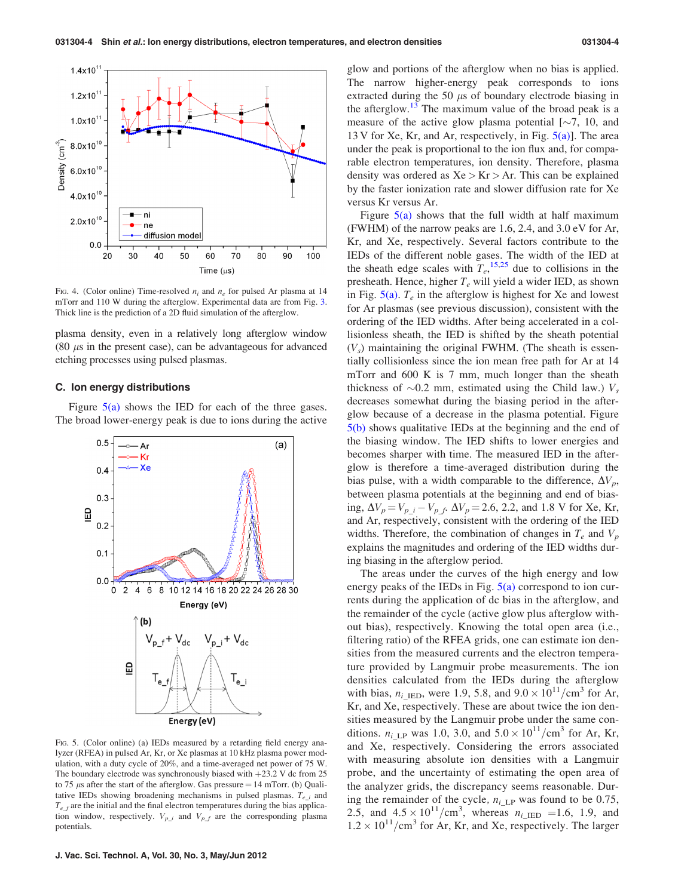FIG. 4. (Color online) Time-resolved $n_i$ and $n_e$ for pulsed Ar plasma at 14 mTorr and 110 W during the afterglow. Experimental data are from Fig. 3. Thick line is the prediction of a 2D fluid simulation of the afterglow.

plasma density, even in a relatively long afterglow window (80 $\mu$s in the present case), can be advantageous for advanced etching processes using pulsed plasmas.

### C. Ion energy distributions

Figure 5(a) shows the IED for each of the three gases. The broad lower-energy peak is due to ions during the active glow and portions of the afterglow when no bias is applied. The narrow higher-energy peak corresponds to ions extracted during the 50 $\mu$s of boundary electrode biasing in the afterglow.[13] The maximum value of the broad peak is a measure of the active glow plasma potential [~7, 10, and 13 V for Xe, Kr, and Ar, respectively, in Fig. 5(a)]. The area under the peak is proportional to the ion flux and, for comparable electron temperatures, ion density. Therefore, plasma density was ordered as Xe > Kr > Ar. This can be explained by the faster ionization rate and slower diffusion rate for Xe versus Kr versus Ar.

FIG. 5. (Color online) (a) IEDs measured by a retarding field energy analyzer (RFEA) in pulsed Ar, Kr, or Xe plasmas at 10 kHz plasma power modulation, with a duty cycle of 20%, and a time-averaged net power of 75 W. The boundary electrode was synchronously biased with +23.2 V dc from 25 to 75 $\mu$s after the start of the afterglow. Gas pressure = 14 mTorr. (b) Qualitative IEDs showing broadening mechanisms in pulsed plasmas. $T_{e\_i}$ and $T_{e\_f}$ are the initial and the final electron temperatures during the bias application window, respectively. $V_{p\_i}$ and $V_{p\_f}$ are the corresponding plasma potentials.

Figure 5(a) shows that the full width at half maximum (FWHM) of the narrow peaks are 1.6, 2.4, and 3.0 eV for Ar, Kr, and Xe, respectively. Several factors contribute to the IEDs of the different noble gases. The width of the IED at the sheath edge scales with $T_e$,[15,25] due to collisions in the presheath. Hence, higher $T_e$ will yield a wider IED, as shown in Fig. 5(a). $T_e$ in the afterglow is highest for Xe and lowest for Ar plasmas (see previous discussion), consistent with the ordering of the IED widths. After being accelerated in a collisionless sheath, the IED is shifted by the sheath potential ($V_s$) maintaining the original FWHM. (The sheath is essentially collisionless since the ion mean free path for Ar at 14 mTorr and 600 K is 7 mm, much longer than the sheath thickness of ~0.2 mm, estimated using the Child law.) $V_s$ decreases somewhat during the biasing period in the afterglow because of a decrease in the plasma potential. Figure 5(b) shows qualitative IEDs at the beginning and the end of the biasing window. The IED shifts to lower energies and becomes sharper with time. The measured IED in the afterglow is therefore a time-averaged distribution during the bias pulse, with a width comparable to the difference, $\Delta V_p$, between plasma potentials at the beginning and end of biasing, $\Delta V_p = V_{p\_i} - V_{p\_f}$. $\Delta V_p$ = 2.6, 2.2, and 1.8 V for Xe, Kr, and Ar, respectively, consistent with the ordering of the IED widths. Therefore, the combination of changes in $T_e$ and $V_p$ explains the magnitudes and ordering of the IED widths during biasing in the afterglow period.

The areas under the curves of the high energy and low energy peaks of the IEDs in Fig. 5(a) correspond to ion currents during the application of dc bias in the afterglow, and the remainder of the cycle (active glow plus afterglow without bias), respectively. Knowing the total open area (i.e., filtering ratio) of the RFEA grids, one can estimate ion densities from the measured currents and the electron temperature provided by Langmuir probe measurements. The ion densities calculated from the IEDs during the afterglow with bias, $n_{i\_\mathrm{IED}}$, were 1.9, 5.8, and $9.0 \times 10^{11}/\mathrm{cm}^3$ for Ar, Kr, and Xe, respectively. These are about twice the ion densities measured by the Langmuir probe under the same conditions. $n_{i\_\mathrm{LP}}$ was 1.0, 3.0, and $5.0 \times 10^{11}/\mathrm{cm}^3$ for Ar, Kr, and Xe, respectively. Considering the errors associated with measuring absolute ion densities with a Langmuir probe, and the uncertainty of estimating the open area of the analyzer grids, the discrepancy seems reasonable. During the remainder of the cycle, $n_{i\_\mathrm{LP}}$ was found to be 0.75, 2.5, and $4.5 \times 10^{11}/\mathrm{cm}^3$, whereas $n_{i\_\mathrm{IED}}$ =1.6, 1.9, and $1.2 \times 10^{11}/\mathrm{cm}^3$ for Ar, Kr, and Xe, respectively. The larger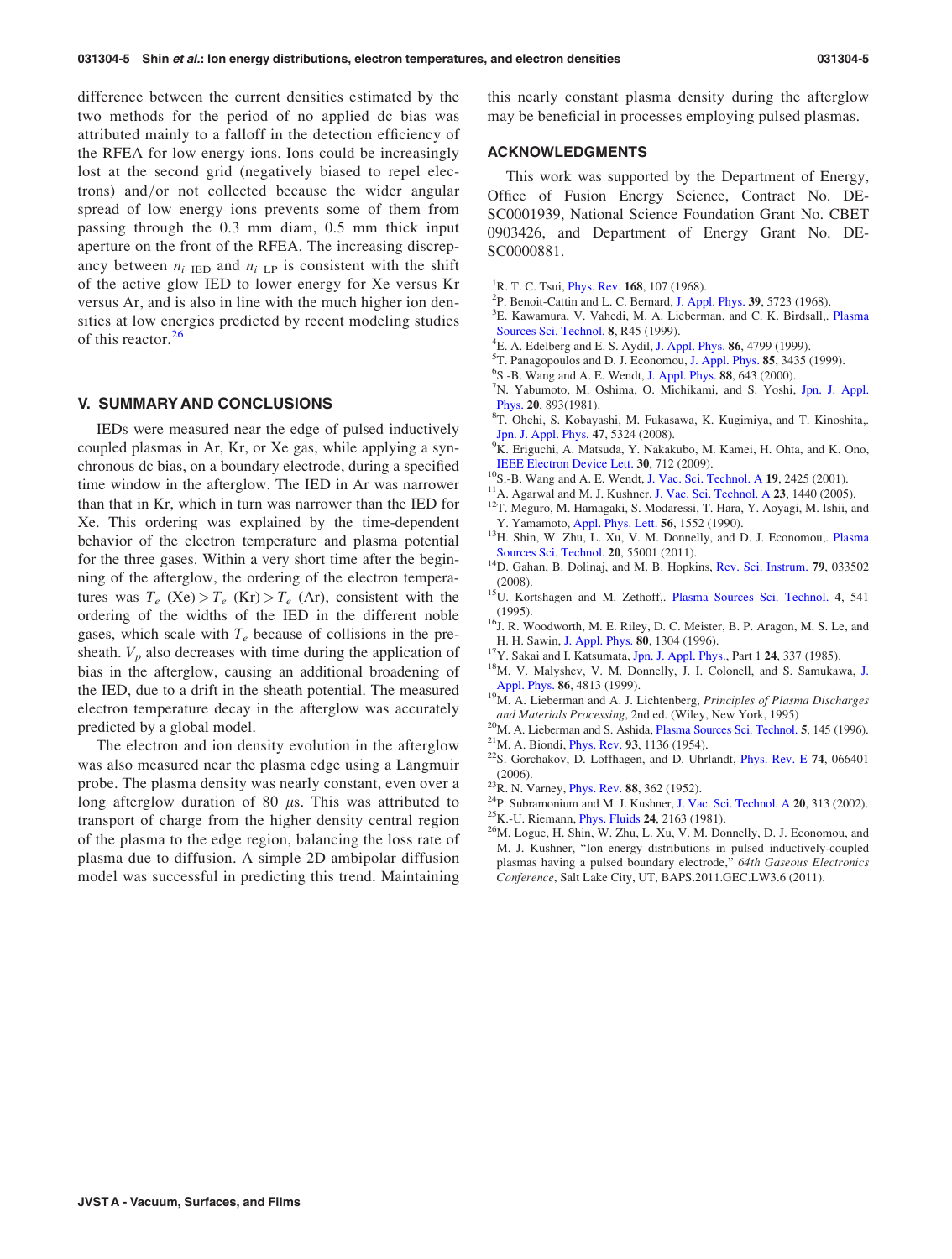difference between the current densities estimated by the two methods for the period of no applied dc bias was attributed mainly to a falloff in the detection efficiency of the RFEA for low energy ions. Ions could be increasingly lost at the second grid (negatively biased to repel electrons) and/or not collected because the wider angular spread of low energy ions prevents some of them from passing through the 0.3 mm diam, 0.5 mm thick input aperture on the front of the RFEA. The increasing discrepancy between $n_{i\_IED}$ and $n_{i\_LP}$ is consistent with the shift of the active glow IED to lower energy for Xe versus Kr versus Ar, and is also in line with the much higher ion densities at low energies predicted by recent modeling studies of this reactor.[26]

## V. SUMMARY AND CONCLUSIONS

IEDs were measured near the edge of pulsed inductively coupled plasmas in Ar, Kr, or Xe gas, while applying a synchronous dc bias, on a boundary electrode, during a specified time window in the afterglow. The IED in Ar was narrower than that in Kr, which in turn was narrower than the IED for Xe. This ordering was explained by the time-dependent behavior of the electron temperature and plasma potential for the three gases. Within a very short time after the beginning of the afterglow, the ordering of the electron temperatures was $T_e$ (Xe) $>$ $T_e$ (Kr) $>$ $T_e$ (Ar), consistent with the ordering of the widths of the IED in the different noble gases, which scale with $T_e$ because of collisions in the presheath. $V_p$ also decreases with time during the application of bias in the afterglow, causing an additional broadening of the IED, due to a drift in the sheath potential. The measured electron temperature decay in the afterglow was accurately predicted by a global model.

The electron and ion density evolution in the afterglow was also measured near the plasma edge using a Langmuir probe. The plasma density was nearly constant, even over a long afterglow duration of 80 $\mu$s. This was attributed to transport of charge from the higher density central region of the plasma to the edge region, balancing the loss rate of plasma due to diffusion. A simple 2D ambipolar diffusion model was successful in predicting this trend. Maintaining this nearly constant plasma density during the afterglow may be beneficial in processes employing pulsed plasmas.

## ACKNOWLEDGMENTS

This work was supported by the Department of Energy, Office of Fusion Energy Science, Contract No. DE-SC0001939, National Science Foundation Grant No. CBET 0903426, and Department of Energy Grant No. DE-SC0000881.

[1] R. T. C. Tsui, Phys. Rev. **168**, 107 (1968).
[2] P. Benoit-Cattin and L. C. Bernard, J. Appl. Phys. **39**, 5723 (1968).
[3] E. Kawamura, V. Vahedi, M. A. Lieberman, and C. K. Birdsall,. Plasma Sources Sci. Technol. **8**, R45 (1999).
[4] E. A. Edelberg and E. S. Aydil, J. Appl. Phys. **86**, 4799 (1999).
[5] T. Panagopoulos and D. J. Economou, J. Appl. Phys. **85**, 3435 (1999).
[6] S.-B. Wang and A. E. Wendt, J. Appl. Phys. **88**, 643 (2000).
[7] N. Yabumoto, M. Oshima, O. Michikami, and S. Yoshi, Jpn. J. Appl. Phys. **20**, 893(1981).
[8] T. Ohchi, S. Kobayashi, M. Fukasawa, K. Kugimiya, and T. Kinoshita,. Jpn. J. Appl. Phys. **47**, 5324 (2008).
[9] K. Eriguchi, A. Matsuda, Y. Nakakubo, M. Kamei, H. Ohta, and K. Ono, IEEE Electron Device Lett. **30**, 712 (2009).
[10] S.-B. Wang and A. E. Wendt, J. Vac. Sci. Technol. A **19**, 2425 (2001).
[11] A. Agarwal and M. J. Kushner, J. Vac. Sci. Technol. A **23**, 1440 (2005).
[12] T. Meguro, M. Hamagaki, S. Modaressi, T. Hara, Y. Aoyagi, M. Ishii, and Y. Yamamoto, Appl. Phys. Lett. **56**, 1552 (1990).
[13] H. Shin, W. Zhu, L. Xu, V. M. Donnelly, and D. J. Economou,. Plasma Sources Sci. Technol. **20**, 55001 (2011).
[14] D. Gahan, B. Dolinaj, and M. B. Hopkins, Rev. Sci. Instrum. **79**, 033502 (2008).
[15] U. Kortshagen and M. Zethoff,. Plasma Sources Sci. Technol. **4**, 541 (1995).
[16] J. R. Woodworth, M. E. Riley, D. C. Meister, B. P. Aragon, M. S. Le, and H. H. Sawin, J. Appl. Phys. **80**, 1304 (1996).
[17] Y. Sakai and I. Katsumata, Jpn. J. Appl. Phys., Part 1 **24**, 337 (1985).
[18] M. V. Malyshev, V. M. Donnelly, J. I. Colonell, and S. Samukawa, J. Appl. Phys. **86**, 4813 (1999).
[19] M. A. Lieberman and A. J. Lichtenberg, *Principles of Plasma Discharges and Materials Processing*, 2nd ed. (Wiley, New York, 1995)
[20] M. A. Lieberman and S. Ashida, Plasma Sources Sci. Technol. **5**, 145 (1996).
[21] M. A. Biondi, Phys. Rev. **93**, 1136 (1954).
[22] S. Gorchakov, D. Loffhagen, and D. Uhrlandt, Phys. Rev. E **74**, 066401 (2006).
[23] R. N. Varney, Phys. Rev. **88**, 362 (1952).
[24] P. Subramonium and M. J. Kushner, J. Vac. Sci. Technol. A **20**, 313 (2002).
[25] K.-U. Riemann, Phys. Fluids **24**, 2163 (1981).
[26] M. Logue, H. Shin, W. Zhu, L. Xu, V. M. Donnelly, D. J. Economou, and M. J. Kushner, "Ion energy distributions in pulsed inductively-coupled plasmas having a pulsed boundary electrode," *64th Gaseous Electronics Conference*, Salt Lake City, UT, BAPS.2011.GEC.LW3.6 (2011).